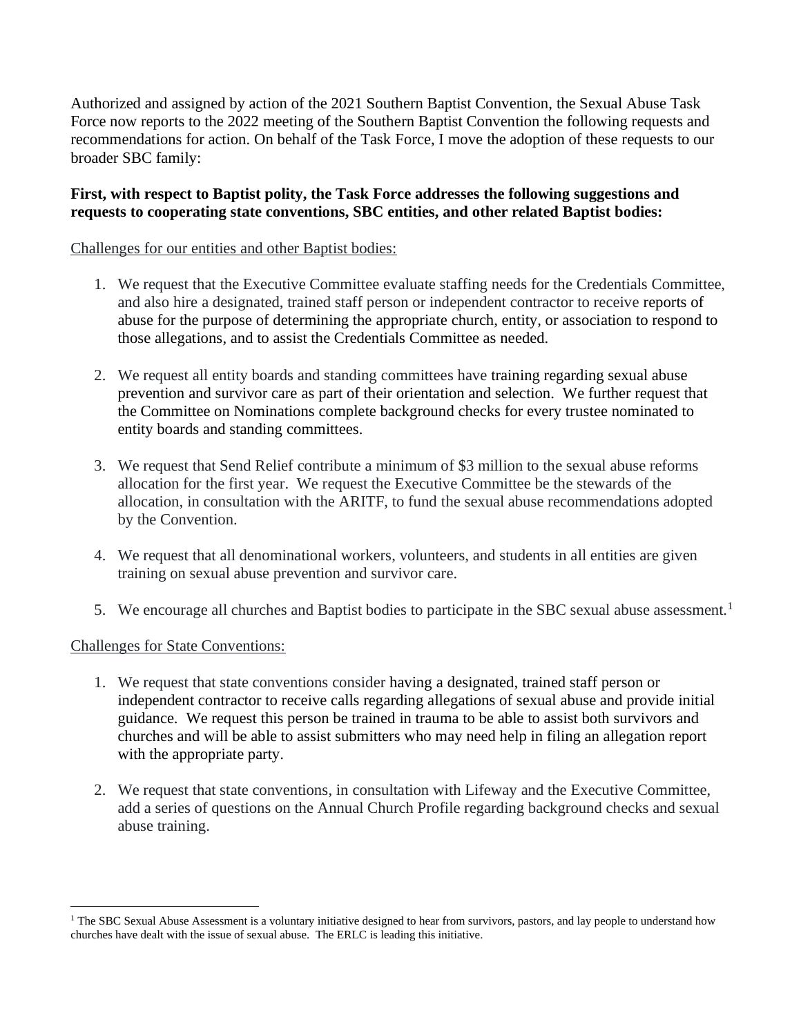Authorized and assigned by action of the 2021 Southern Baptist Convention, the Sexual Abuse Task Force now reports to the 2022 meeting of the Southern Baptist Convention the following requests and recommendations for action. On behalf of the Task Force, I move the adoption of these requests to our broader SBC family:

**First, with respect to Baptist polity, the Task Force addresses the following suggestions and requests to cooperating state conventions, SBC entities, and other related Baptist bodies:**

<u>Challenges for our entities and other Baptist bodies:</u>

1. We request that the Executive Committee evaluate staffing needs for the Credentials Committee, and also hire a designated, trained staff person or independent contractor to receive reports of abuse for the purpose of determining the appropriate church, entity, or association to respond to those allegations, and to assist the Credentials Committee as needed.

2. We request all entity boards and standing committees have training regarding sexual abuse prevention and survivor care as part of their orientation and selection. We further request that the Committee on Nominations complete background checks for every trustee nominated to entity boards and standing committees.

3. We request that Send Relief contribute a minimum of $3 million to the sexual abuse reforms allocation for the first year. We request the Executive Committee be the stewards of the allocation, in consultation with the ARITF, to fund the sexual abuse recommendations adopted by the Convention.

4. We request that all denominational workers, volunteers, and students in all entities are given training on sexual abuse prevention and survivor care.

5. We encourage all churches and Baptist bodies to participate in the SBC sexual abuse assessment.[1]

<u>Challenges for State Conventions:</u>

1. We request that state conventions consider having a designated, trained staff person or independent contractor to receive calls regarding allegations of sexual abuse and provide initial guidance. We request this person be trained in trauma to be able to assist both survivors and churches and will be able to assist submitters who may need help in filing an allegation report with the appropriate party.

2. We request that state conventions, in consultation with Lifeway and the Executive Committee, add a series of questions on the Annual Church Profile regarding background checks and sexual abuse training.

---

[1] The SBC Sexual Abuse Assessment is a voluntary initiative designed to hear from survivors, pastors, and lay people to understand how churches have dealt with the issue of sexual abuse. The ERLC is leading this initiative.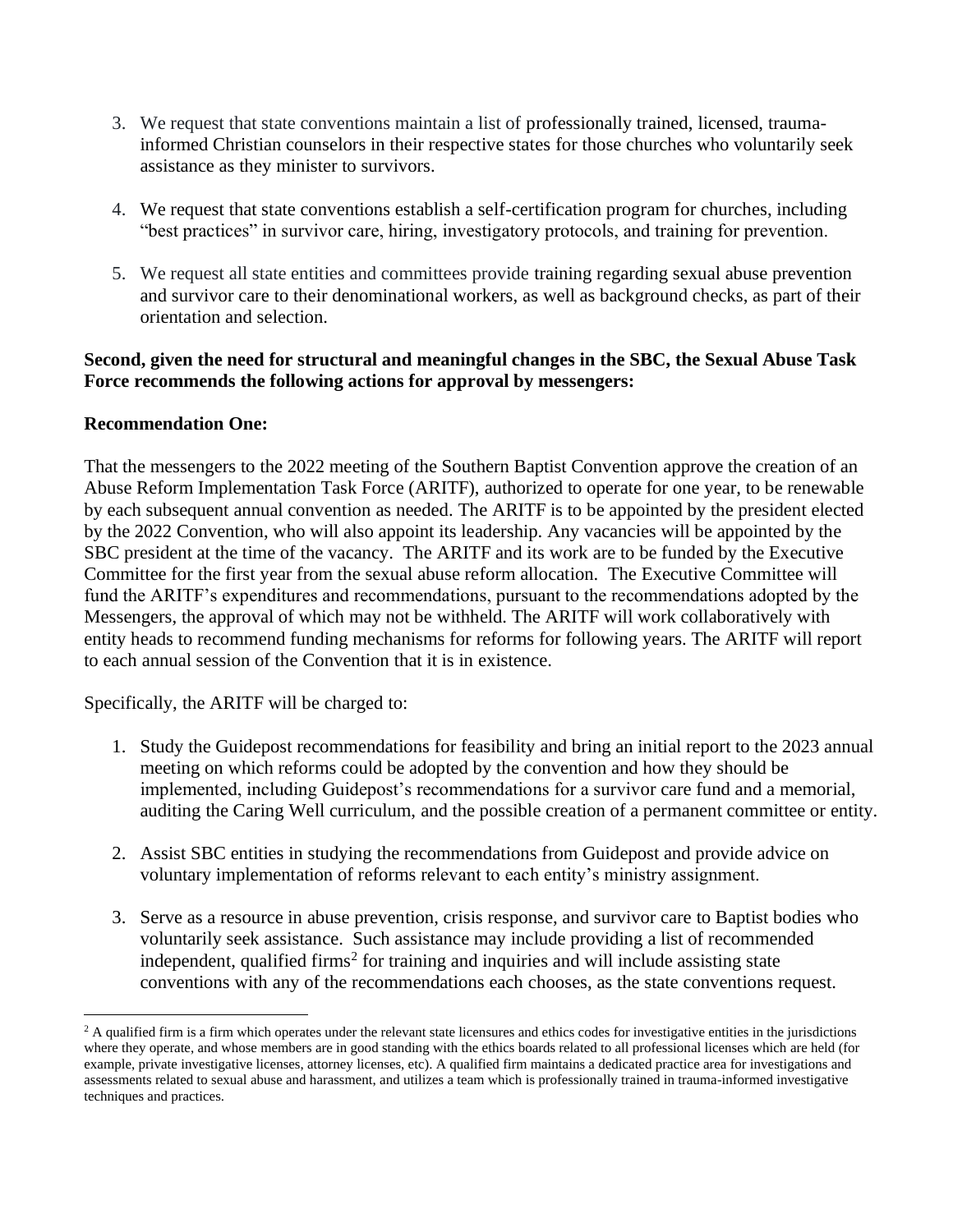3. We request that state conventions maintain a list of professionally trained, licensed, trauma-informed Christian counselors in their respective states for those churches who voluntarily seek assistance as they minister to survivors.

4. We request that state conventions establish a self-certification program for churches, including "best practices" in survivor care, hiring, investigatory protocols, and training for prevention.

5. We request all state entities and committees provide training regarding sexual abuse prevention and survivor care to their denominational workers, as well as background checks, as part of their orientation and selection.

**Second, given the need for structural and meaningful changes in the SBC, the Sexual Abuse Task Force recommends the following actions for approval by messengers:**

**Recommendation One:**

That the messengers to the 2022 meeting of the Southern Baptist Convention approve the creation of an Abuse Reform Implementation Task Force (ARITF), authorized to operate for one year, to be renewable by each subsequent annual convention as needed. The ARITF is to be appointed by the president elected by the 2022 Convention, who will also appoint its leadership. Any vacancies will be appointed by the SBC president at the time of the vacancy. The ARITF and its work are to be funded by the Executive Committee for the first year from the sexual abuse reform allocation. The Executive Committee will fund the ARITF's expenditures and recommendations, pursuant to the recommendations adopted by the Messengers, the approval of which may not be withheld. The ARITF will work collaboratively with entity heads to recommend funding mechanisms for reforms for following years. The ARITF will report to each annual session of the Convention that it is in existence.

Specifically, the ARITF will be charged to:

1. Study the Guidepost recommendations for feasibility and bring an initial report to the 2023 annual meeting on which reforms could be adopted by the convention and how they should be implemented, including Guidepost's recommendations for a survivor care fund and a memorial, auditing the Caring Well curriculum, and the possible creation of a permanent committee or entity.

2. Assist SBC entities in studying the recommendations from Guidepost and provide advice on voluntary implementation of reforms relevant to each entity's ministry assignment.

3. Serve as a resource in abuse prevention, crisis response, and survivor care to Baptist bodies who voluntarily seek assistance. Such assistance may include providing a list of recommended independent, qualified firms[2] for training and inquiries and will include assisting state conventions with any of the recommendations each chooses, as the state conventions request.

[2] A qualified firm is a firm which operates under the relevant state licensures and ethics codes for investigative entities in the jurisdictions where they operate, and whose members are in good standing with the ethics boards related to all professional licenses which are held (for example, private investigative licenses, attorney licenses, etc). A qualified firm maintains a dedicated practice area for investigations and assessments related to sexual abuse and harassment, and utilizes a team which is professionally trained in trauma-informed investigative techniques and practices.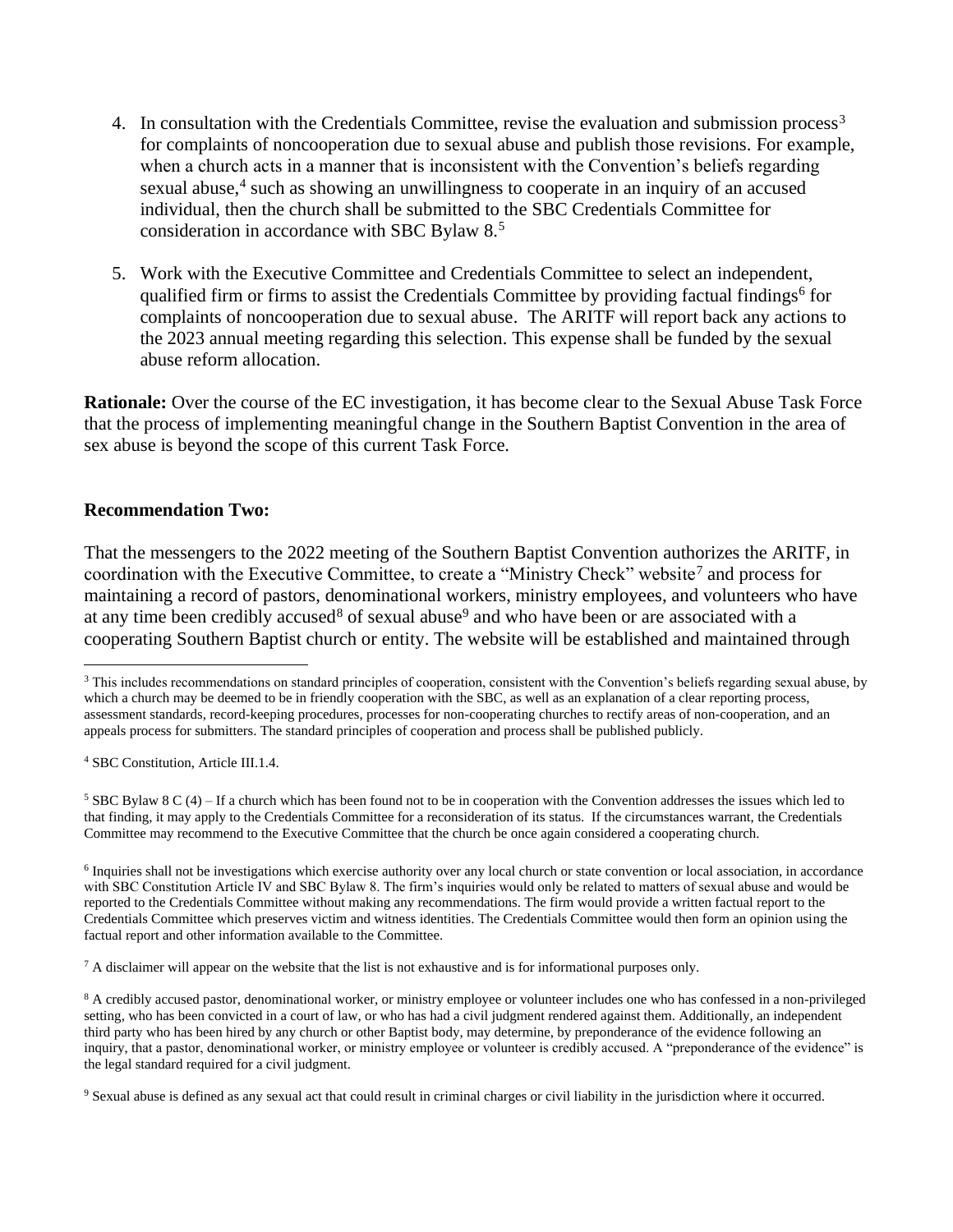4. In consultation with the Credentials Committee, revise the evaluation and submission process[3] for complaints of noncooperation due to sexual abuse and publish those revisions. For example, when a church acts in a manner that is inconsistent with the Convention's beliefs regarding sexual abuse,[4] such as showing an unwillingness to cooperate in an inquiry of an accused individual, then the church shall be submitted to the SBC Credentials Committee for consideration in accordance with SBC Bylaw 8.[5]

5. Work with the Executive Committee and Credentials Committee to select an independent, qualified firm or firms to assist the Credentials Committee by providing factual findings[6] for complaints of noncooperation due to sexual abuse. The ARITF will report back any actions to the 2023 annual meeting regarding this selection. This expense shall be funded by the sexual abuse reform allocation.

**Rationale:** Over the course of the EC investigation, it has become clear to the Sexual Abuse Task Force that the process of implementing meaningful change in the Southern Baptist Convention in the area of sex abuse is beyond the scope of this current Task Force.

**Recommendation Two:**

That the messengers to the 2022 meeting of the Southern Baptist Convention authorizes the ARITF, in coordination with the Executive Committee, to create a "Ministry Check" website[7] and process for maintaining a record of pastors, denominational workers, ministry employees, and volunteers who have at any time been credibly accused[8] of sexual abuse[9] and who have been or are associated with a cooperating Southern Baptist church or entity. The website will be established and maintained through

---

[3] This includes recommendations on standard principles of cooperation, consistent with the Convention's beliefs regarding sexual abuse, by which a church may be deemed to be in friendly cooperation with the SBC, as well as an explanation of a clear reporting process, assessment standards, record-keeping procedures, processes for non-cooperating churches to rectify areas of non-cooperation, and an appeals process for submitters. The standard principles of cooperation and process shall be published publicly.

[4] SBC Constitution, Article III.1.4.

[5] SBC Bylaw 8 C (4) – If a church which has been found not to be in cooperation with the Convention addresses the issues which led to that finding, it may apply to the Credentials Committee for a reconsideration of its status. If the circumstances warrant, the Credentials Committee may recommend to the Executive Committee that the church be once again considered a cooperating church.

[6] Inquiries shall not be investigations which exercise authority over any local church or state convention or local association, in accordance with SBC Constitution Article IV and SBC Bylaw 8. The firm's inquiries would only be related to matters of sexual abuse and would be reported to the Credentials Committee without making any recommendations. The firm would provide a written factual report to the Credentials Committee which preserves victim and witness identities. The Credentials Committee would then form an opinion using the factual report and other information available to the Committee.

[7] A disclaimer will appear on the website that the list is not exhaustive and is for informational purposes only.

[8] A credibly accused pastor, denominational worker, or ministry employee or volunteer includes one who has confessed in a non-privileged setting, who has been convicted in a court of law, or who has had a civil judgment rendered against them. Additionally, an independent third party who has been hired by any church or other Baptist body, may determine, by preponderance of the evidence following an inquiry, that a pastor, denominational worker, or ministry employee or volunteer is credibly accused. A "preponderance of the evidence" is the legal standard required for a civil judgment.

[9] Sexual abuse is defined as any sexual act that could result in criminal charges or civil liability in the jurisdiction where it occurred.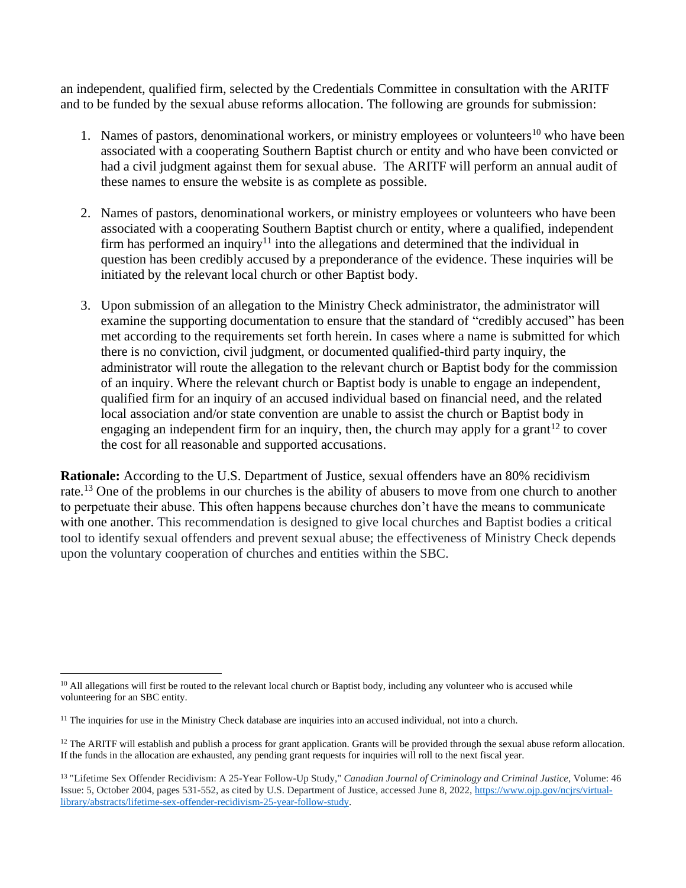an independent, qualified firm, selected by the Credentials Committee in consultation with the ARITF and to be funded by the sexual abuse reforms allocation. The following are grounds for submission:

1. Names of pastors, denominational workers, or ministry employees or volunteers[10] who have been associated with a cooperating Southern Baptist church or entity and who have been convicted or had a civil judgment against them for sexual abuse. The ARITF will perform an annual audit of these names to ensure the website is as complete as possible.

2. Names of pastors, denominational workers, or ministry employees or volunteers who have been associated with a cooperating Southern Baptist church or entity, where a qualified, independent firm has performed an inquiry[11] into the allegations and determined that the individual in question has been credibly accused by a preponderance of the evidence. These inquiries will be initiated by the relevant local church or other Baptist body.

3. Upon submission of an allegation to the Ministry Check administrator, the administrator will examine the supporting documentation to ensure that the standard of "credibly accused" has been met according to the requirements set forth herein. In cases where a name is submitted for which there is no conviction, civil judgment, or documented qualified-third party inquiry, the administrator will route the allegation to the relevant church or Baptist body for the commission of an inquiry. Where the relevant church or Baptist body is unable to engage an independent, qualified firm for an inquiry of an accused individual based on financial need, and the related local association and/or state convention are unable to assist the church or Baptist body in engaging an independent firm for an inquiry, then, the church may apply for a grant[12] to cover the cost for all reasonable and supported accusations.

**Rationale:** According to the U.S. Department of Justice, sexual offenders have an 80% recidivism rate.[13] One of the problems in our churches is the ability of abusers to move from one church to another to perpetuate their abuse. This often happens because churches don't have the means to communicate with one another. This recommendation is designed to give local churches and Baptist bodies a critical tool to identify sexual offenders and prevent sexual abuse; the effectiveness of Ministry Check depends upon the voluntary cooperation of churches and entities within the SBC.

---

[10] All allegations will first be routed to the relevant local church or Baptist body, including any volunteer who is accused while volunteering for an SBC entity.

[11] The inquiries for use in the Ministry Check database are inquiries into an accused individual, not into a church.

[12] The ARITF will establish and publish a process for grant application. Grants will be provided through the sexual abuse reform allocation. If the funds in the allocation are exhausted, any pending grant requests for inquiries will roll to the next fiscal year.

[13] "Lifetime Sex Offender Recidivism: A 25-Year Follow-Up Study," *Canadian Journal of Criminology and Criminal Justice*, Volume: 46 Issue: 5, October 2004, pages 531-552, as cited by U.S. Department of Justice, accessed June 8, 2022, https://www.ojp.gov/ncjrs/virtual-library/abstracts/lifetime-sex-offender-recidivism-25-year-follow-study.